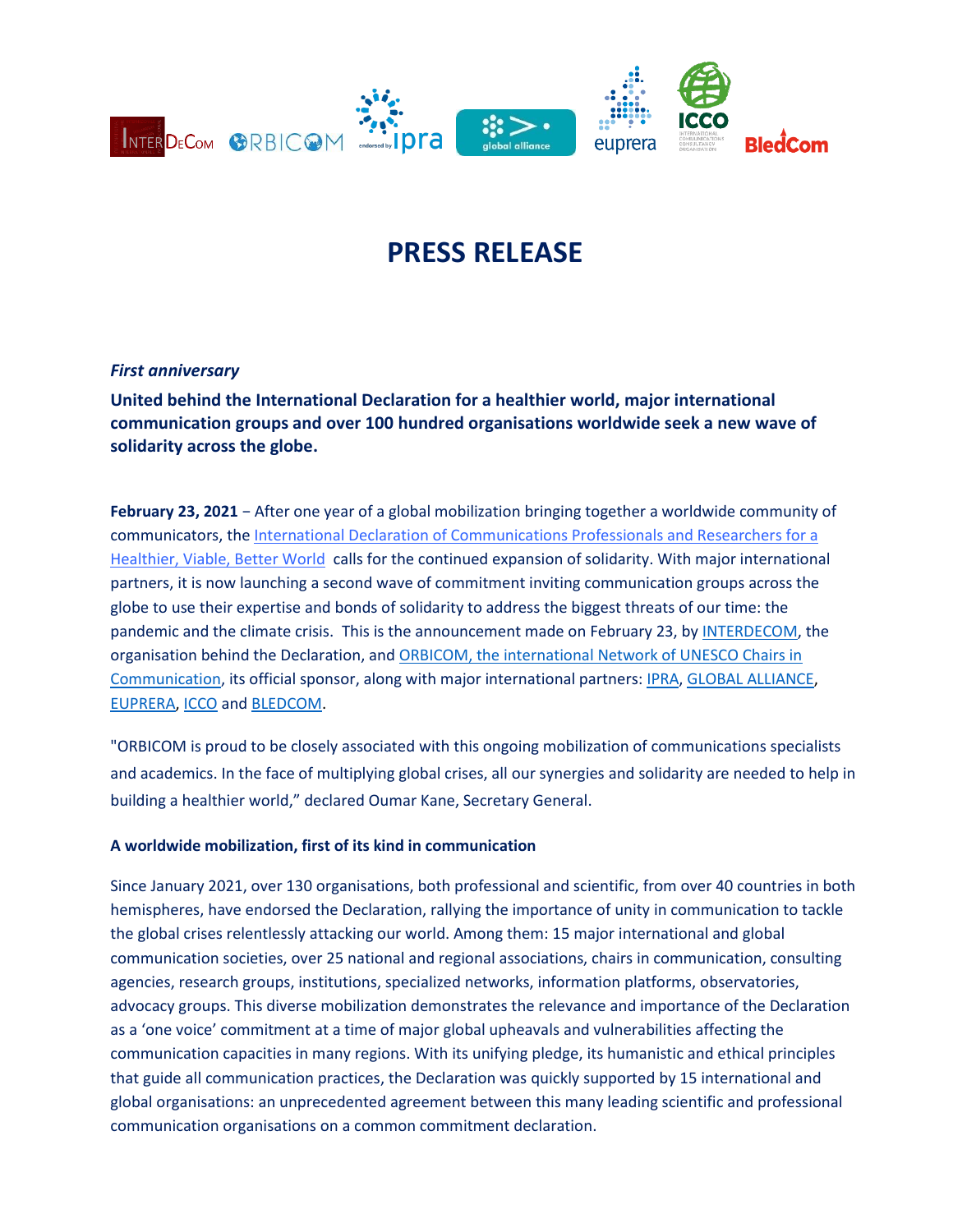# PRESS RELEASE

***First anniversary***

**United behind the International Declaration for a healthier world, major international communication groups and over 100 hundred organisations worldwide seek a new wave of solidarity across the globe.**

**February 23, 2021** − After one year of a global mobilization bringing together a worldwide community of communicators, the International Declaration of Communications Professionals and Researchers for a Healthier, Viable, Better World calls for the continued expansion of solidarity. With major international partners, it is now launching a second wave of commitment inviting communication groups across the globe to use their expertise and bonds of solidarity to address the biggest threats of our time: the pandemic and the climate crisis. This is the announcement made on February 23, by INTERDECOM, the organisation behind the Declaration, and ORBICOM, the international Network of UNESCO Chairs in Communication, its official sponsor, along with major international partners: IPRA, GLOBAL ALLIANCE, EUPRERA, ICCO and BLEDCOM.

"ORBICOM is proud to be closely associated with this ongoing mobilization of communications specialists and academics. In the face of multiplying global crises, all our synergies and solidarity are needed to help in building a healthier world," declared Oumar Kane, Secretary General.

**A worldwide mobilization, first of its kind in communication**

Since January 2021, over 130 organisations, both professional and scientific, from over 40 countries in both hemispheres, have endorsed the Declaration, rallying the importance of unity in communication to tackle the global crises relentlessly attacking our world. Among them: 15 major international and global communication societies, over 25 national and regional associations, chairs in communication, consulting agencies, research groups, institutions, specialized networks, information platforms, observatories, advocacy groups. This diverse mobilization demonstrates the relevance and importance of the Declaration as a 'one voice' commitment at a time of major global upheavals and vulnerabilities affecting the communication capacities in many regions. With its unifying pledge, its humanistic and ethical principles that guide all communication practices, the Declaration was quickly supported by 15 international and global organisations: an unprecedented agreement between this many leading scientific and professional communication organisations on a common commitment declaration.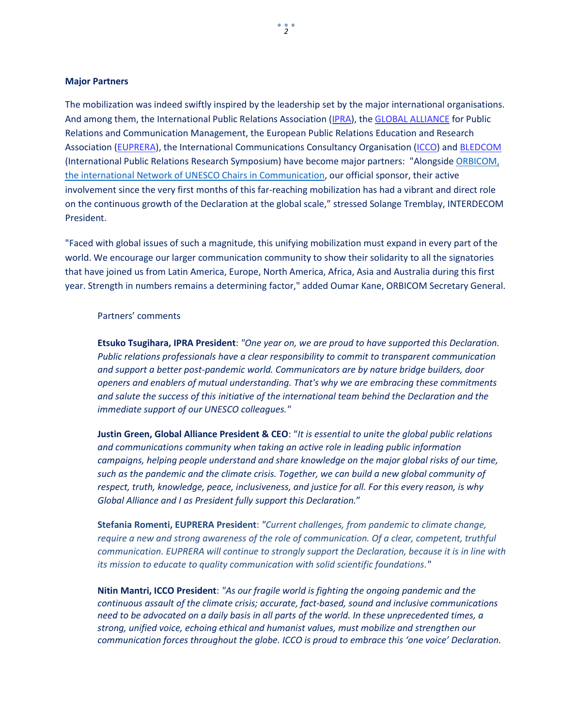**Major Partners**

The mobilization was indeed swiftly inspired by the leadership set by the major international organisations. And among them, the International Public Relations Association (IPRA), the GLOBAL ALLIANCE for Public Relations and Communication Management, the European Public Relations Education and Research Association (EUPRERA), the International Communications Consultancy Organisation (ICCO) and BLEDCOM (International Public Relations Research Symposium) have become major partners: "Alongside ORBICOM, the international Network of UNESCO Chairs in Communication, our official sponsor, their active involvement since the very first months of this far-reaching mobilization has had a vibrant and direct role on the continuous growth of the Declaration at the global scale," stressed Solange Tremblay, INTERDECOM President.

"Faced with global issues of such a magnitude, this unifying mobilization must expand in every part of the world. We encourage our larger communication community to show their solidarity to all the signatories that have joined us from Latin America, Europe, North America, Africa, Asia and Australia during this first year. Strength in numbers remains a determining factor," added Oumar Kane, ORBICOM Secretary General.

Partners' comments

**Etsuko Tsugihara, IPRA President**: *"One year on, we are proud to have supported this Declaration. Public relations professionals have a clear responsibility to commit to transparent communication and support a better post-pandemic world. Communicators are by nature bridge builders, door openers and enablers of mutual understanding. That's why we are embracing these commitments and salute the success of this initiative of the international team behind the Declaration and the immediate support of our UNESCO colleagues."*

**Justin Green, Global Alliance President & CEO**: "*It is essential to unite the global public relations and communications community when taking an active role in leading public information campaigns, helping people understand and share knowledge on the major global risks of our time, such as the pandemic and the climate crisis. Together, we can build a new global community of respect, truth, knowledge, peace, inclusiveness, and justice for all. For this every reason, is why Global Alliance and I as President fully support this Declaration.*"

**Stefania Romenti, EUPRERA President**: *"Current challenges, from pandemic to climate change, require a new and strong awareness of the role of communication. Of a clear, competent, truthful communication. EUPRERA will continue to strongly support the Declaration, because it is in line with its mission to educate to quality communication with solid scientific foundations."*

**Nitin Mantri, ICCO President**: *"As our fragile world is fighting the ongoing pandemic and the continuous assault of the climate crisis; accurate, fact-based, sound and inclusive communications need to be advocated on a daily basis in all parts of the world. In these unprecedented times, a strong, unified voice, echoing ethical and humanist values, must mobilize and strengthen our communication forces throughout the globe. ICCO is proud to embrace this 'one voice' Declaration.*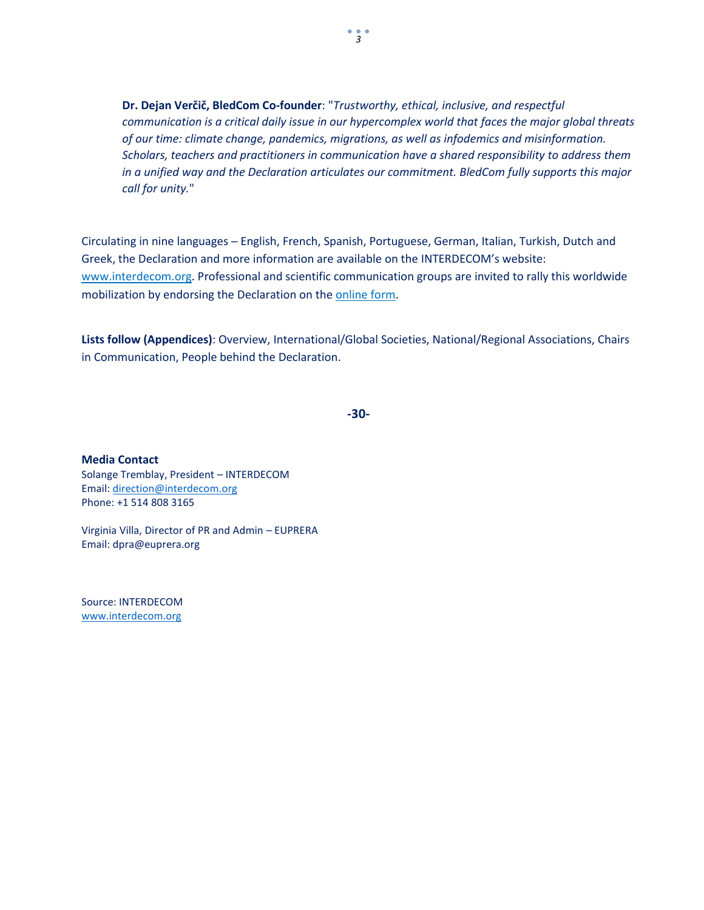> **Dr. Dejan Verčič, BledCom Co-founder**: "*Trustworthy, ethical, inclusive, and respectful communication is a critical daily issue in our hypercomplex world that faces the major global threats of our time: climate change, pandemics, migrations, as well as infodemics and misinformation. Scholars, teachers and practitioners in communication have a shared responsibility to address them in a unified way and the Declaration articulates our commitment. BledCom fully supports this major call for unity.*"

Circulating in nine languages – English, French, Spanish, Portuguese, German, Italian, Turkish, Dutch and Greek, the Declaration and more information are available on the INTERDECOM's website: [www.interdecom.org](http://www.interdecom.org). Professional and scientific communication groups are invited to rally this worldwide mobilization by endorsing the Declaration on the online form.

**Lists follow (Appendices)**: Overview, International/Global Societies, National/Regional Associations, Chairs in Communication, People behind the Declaration.

**-30-**

**Media Contact**
Solange Tremblay, President – INTERDECOM
Email: direction@interdecom.org
Phone: +1 514 808 3165

Virginia Villa, Director of PR and Admin – EUPRERA
Email: dpra@euprera.org

Source: INTERDECOM
[www.interdecom.org](http://www.interdecom.org)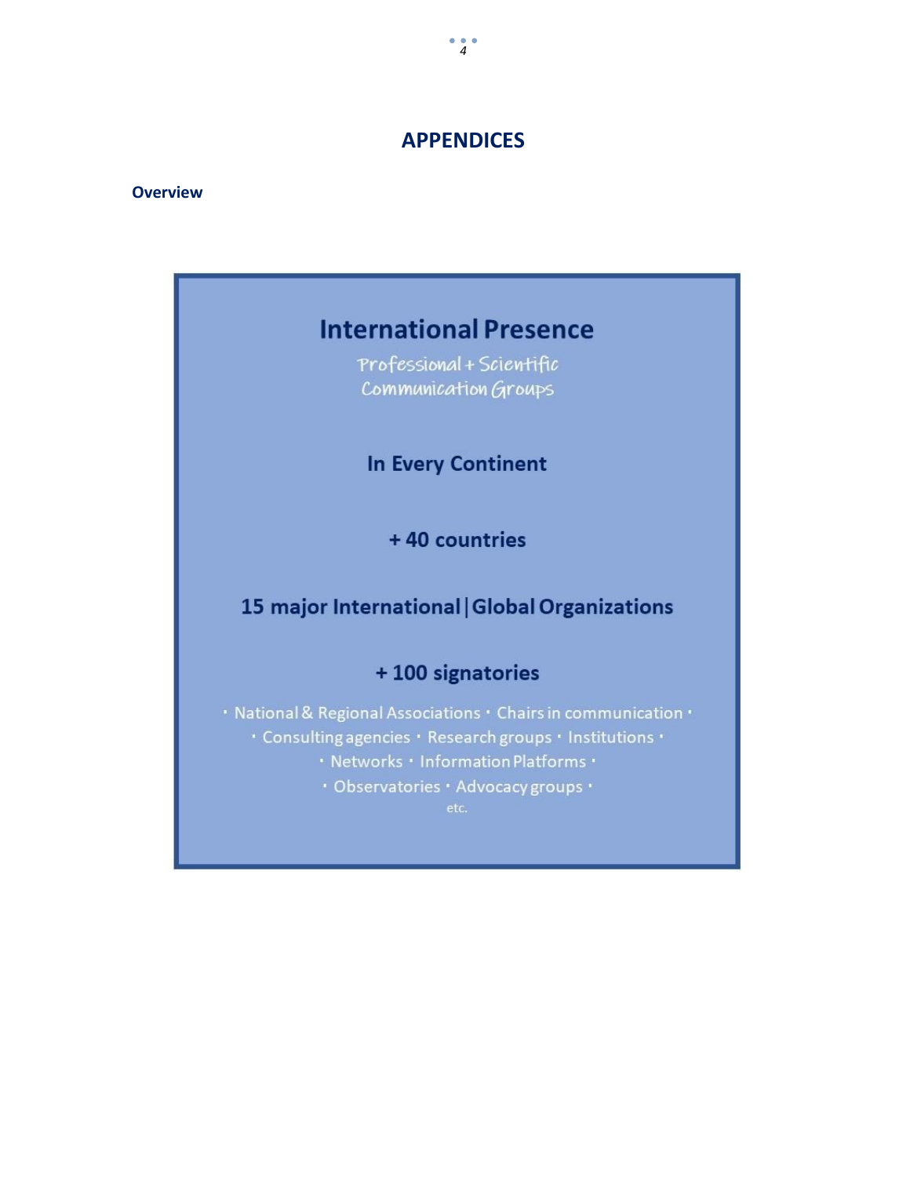# APPENDICES

**Overview**

## International Presence

Professional + Scientific
Communication Groups

**In Every Continent**

**+ 40 countries**

**15 major International | Global Organizations**

**+ 100 signatories**

· National & Regional Associations · Chairs in communication ·
· Consulting agencies · Research groups · Institutions ·
· Networks · Information Platforms ·
· Observatories · Advocacy groups ·
etc.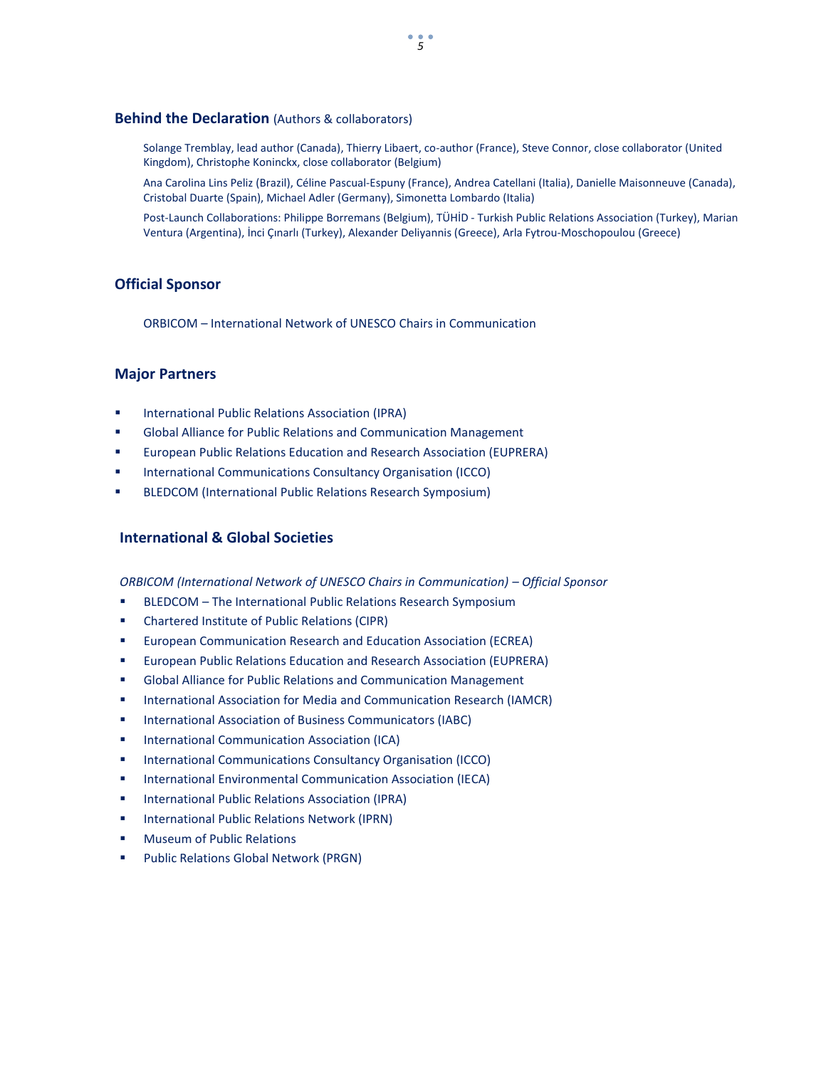## Behind the Declaration (Authors & collaborators)

Solange Tremblay, lead author (Canada), Thierry Libaert, co-author (France), Steve Connor, close collaborator (United Kingdom), Christophe Koninckx, close collaborator (Belgium)

Ana Carolina Lins Peliz (Brazil), Céline Pascual-Espuny (France), Andrea Catellani (Italia), Danielle Maisonneuve (Canada), Cristobal Duarte (Spain), Michael Adler (Germany), Simonetta Lombardo (Italia)

Post-Launch Collaborations: Philippe Borremans (Belgium), TÜHİD - Turkish Public Relations Association (Turkey), Marian Ventura (Argentina), İnci Çınarlı (Turkey), Alexander Deliyannis (Greece), Arla Fytrou-Moschopoulou (Greece)

## Official Sponsor

ORBICOM – International Network of UNESCO Chairs in Communication

## Major Partners

- International Public Relations Association (IPRA)
- Global Alliance for Public Relations and Communication Management
- European Public Relations Education and Research Association (EUPRERA)
- International Communications Consultancy Organisation (ICCO)
- BLEDCOM (International Public Relations Research Symposium)

## International & Global Societies

*ORBICOM (International Network of UNESCO Chairs in Communication) – Official Sponsor*

- BLEDCOM – The International Public Relations Research Symposium
- Chartered Institute of Public Relations (CIPR)
- European Communication Research and Education Association (ECREA)
- European Public Relations Education and Research Association (EUPRERA)
- Global Alliance for Public Relations and Communication Management
- International Association for Media and Communication Research (IAMCR)
- International Association of Business Communicators (IABC)
- International Communication Association (ICA)
- International Communications Consultancy Organisation (ICCO)
- International Environmental Communication Association (IECA)
- International Public Relations Association (IPRA)
- International Public Relations Network (IPRN)
- Museum of Public Relations
- Public Relations Global Network (PRGN)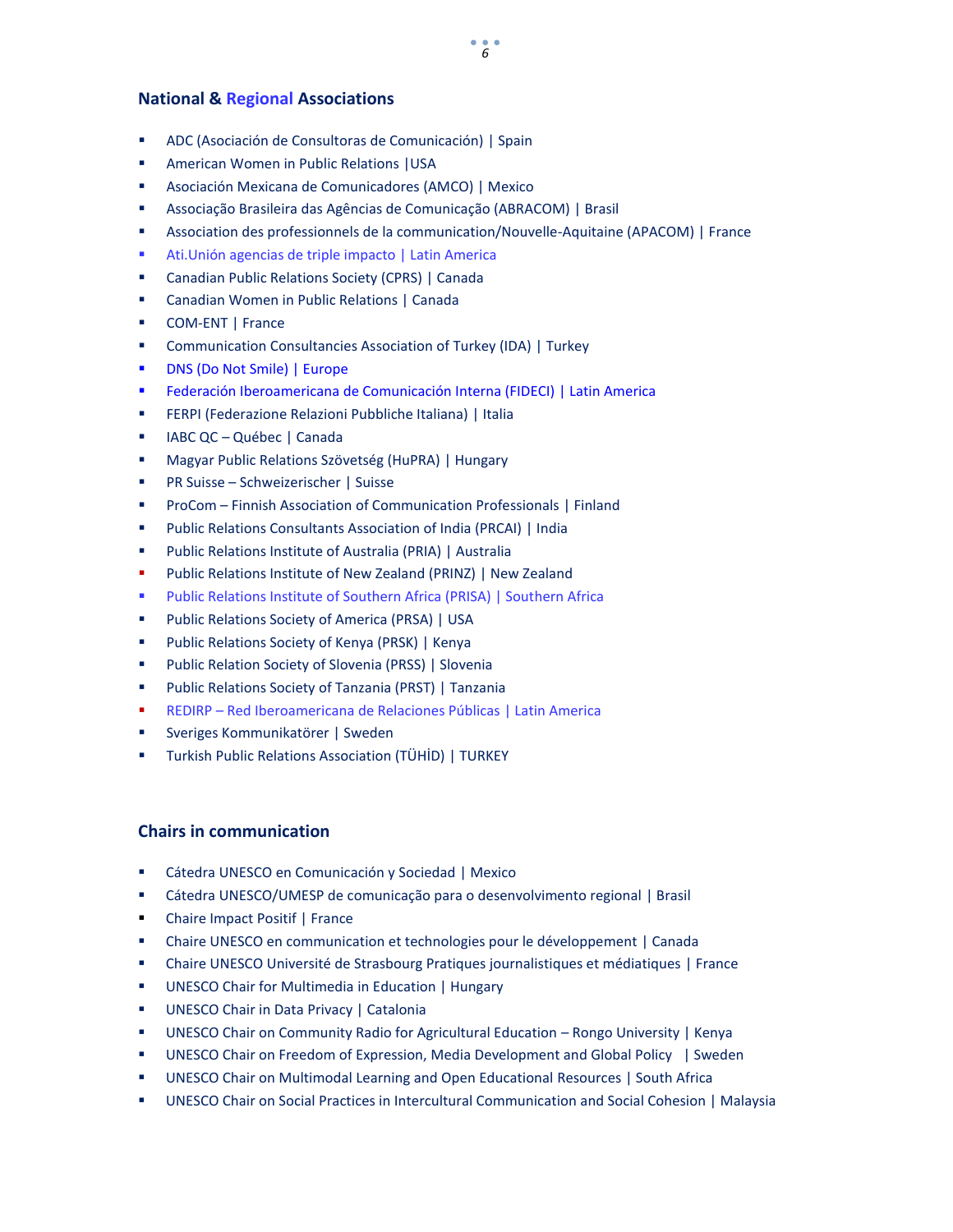## National & Regional Associations

- ADC (Asociación de Consultoras de Comunicación) | Spain
- American Women in Public Relations |USA
- Asociación Mexicana de Comunicadores (AMCO) | Mexico
- Associação Brasileira das Agências de Comunicação (ABRACOM) | Brasil
- Association des professionnels de la communication/Nouvelle-Aquitaine (APACOM) | France
- Ati.Unión agencias de triple impacto | Latin America
- Canadian Public Relations Society (CPRS) | Canada
- Canadian Women in Public Relations | Canada
- COM-ENT | France
- Communication Consultancies Association of Turkey (IDA) | Turkey
- DNS (Do Not Smile) | Europe
- Federación Iberoamericana de Comunicación Interna (FIDECI) | Latin America
- FERPI (Federazione Relazioni Pubbliche Italiana) | Italia
- IABC QC – Québec | Canada
- Magyar Public Relations Szövetség (HuPRA) | Hungary
- PR Suisse – Schweizerischer | Suisse
- ProCom – Finnish Association of Communication Professionals | Finland
- Public Relations Consultants Association of India (PRCAI) | India
- Public Relations Institute of Australia (PRIA) | Australia
- Public Relations Institute of New Zealand (PRINZ) | New Zealand
- Public Relations Institute of Southern Africa (PRISA) | Southern Africa
- Public Relations Society of America (PRSA) | USA
- Public Relations Society of Kenya (PRSK) | Kenya
- Public Relation Society of Slovenia (PRSS) | Slovenia
- Public Relations Society of Tanzania (PRST) | Tanzania
- REDIRP – Red Iberoamericana de Relaciones Públicas | Latin America
- Sveriges Kommunikatörer | Sweden
- Turkish Public Relations Association (TÜHİD) | TURKEY

## Chairs in communication

- Cátedra UNESCO en Comunicación y Sociedad | Mexico
- Cátedra UNESCO/UMESP de comunicação para o desenvolvimento regional | Brasil
- Chaire Impact Positif | France
- Chaire UNESCO en communication et technologies pour le développement | Canada
- Chaire UNESCO Université de Strasbourg Pratiques journalistiques et médiatiques | France
- UNESCO Chair for Multimedia in Education | Hungary
- UNESCO Chair in Data Privacy | Catalonia
- UNESCO Chair on Community Radio for Agricultural Education – Rongo University | Kenya
- UNESCO Chair on Freedom of Expression, Media Development and Global Policy | Sweden
- UNESCO Chair on Multimodal Learning and Open Educational Resources | South Africa
- UNESCO Chair on Social Practices in Intercultural Communication and Social Cohesion | Malaysia